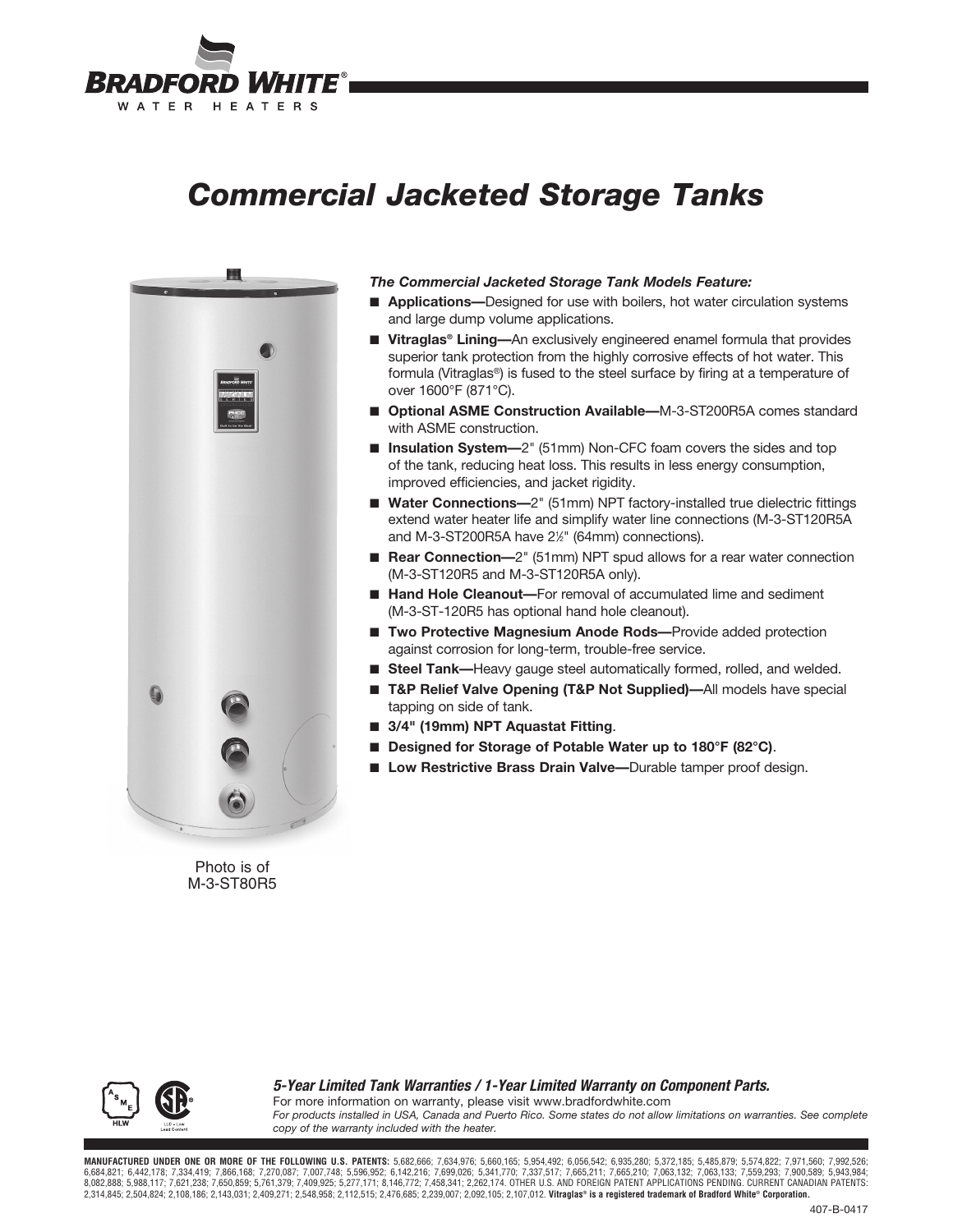# Commercial Jacketed Storage Tanks

Photo is of M-3-ST80R5

***The Commercial Jacketed Storage Tank Models Feature:***

- **Applications—**Designed for use with boilers, hot water circulation systems and large dump volume applications.
- **Vitraglas® Lining—**An exclusively engineered enamel formula that provides superior tank protection from the highly corrosive effects of hot water. This formula (Vitraglas®) is fused to the steel surface by firing at a temperature of over 1600°F (871°C).
- **Optional ASME Construction Available—**M-3-ST200R5A comes standard with ASME construction.
- **Insulation System—**2" (51mm) Non-CFC foam covers the sides and top of the tank, reducing heat loss. This results in less energy consumption, improved efficiencies, and jacket rigidity.
- **Water Connections—**2" (51mm) NPT factory-installed true dielectric fittings extend water heater life and simplify water line connections (M-3-ST120R5A and M-3-ST200R5A have 2½" (64mm) connections).
- **Rear Connection—**2" (51mm) NPT spud allows for a rear water connection (M-3-ST120R5 and M-3-ST120R5A only).
- **Hand Hole Cleanout—**For removal of accumulated lime and sediment (M-3-ST-120R5 has optional hand hole cleanout).
- **Two Protective Magnesium Anode Rods—**Provide added protection against corrosion for long-term, trouble-free service.
- **Steel Tank—**Heavy gauge steel automatically formed, rolled, and welded.
- **T&P Relief Valve Opening (T&P Not Supplied)—**All models have special tapping on side of tank.
- **3/4" (19mm) NPT Aquastat Fitting**.
- **Designed for Storage of Potable Water up to 180°F (82°C)**.
- **Low Restrictive Brass Drain Valve—**Durable tamper proof design.

***5-Year Limited Tank Warranties / 1-Year Limited Warranty on Component Parts.***

For more information on warranty, please visit www.bradfordwhite.com

*For products installed in USA, Canada and Puerto Rico. Some states do not allow limitations on warranties. See complete copy of the warranty included with the heater.*

**MANUFACTURED UNDER ONE OR MORE OF THE FOLLOWING U.S. PATENTS:** 5,682,666; 7,634,976; 5,660,165; 5,954,492; 6,056,542; 6,935,280; 5,372,185; 5,485,879; 5,574,822; 7,971,560; 7,992,526; 6,684,821; 6,442,178; 7,334,419; 7,866,168; 7,270,087; 7,007,748; 5,596,952; 6,142,216; 7,699,026; 5,341,770; 7,337,517; 7,665,211; 7,665,210; 7,063,132; 7,063,133; 7,559,293; 7,900,589; 5,943,984; 8,082,888; 5,988,117; 7,621,238; 7,650,859; 5,761,379; 7,409,925; 5,277,171; 8,146,772; 7,458,341; 2,262,174. OTHER U.S. AND FOREIGN PATENT APPLICATIONS PENDING. CURRENT CANADIAN PATENTS: 2,314,845; 2,504,824; 2,108,186; 2,143,031; 2,409,271; 2,548,958; 2,112,515; 2,476,685; 2,239,007; 2,092,105; 2,107,012. **Vitraglas® is a registered trademark of Bradford White® Corporation.**

407-B-0417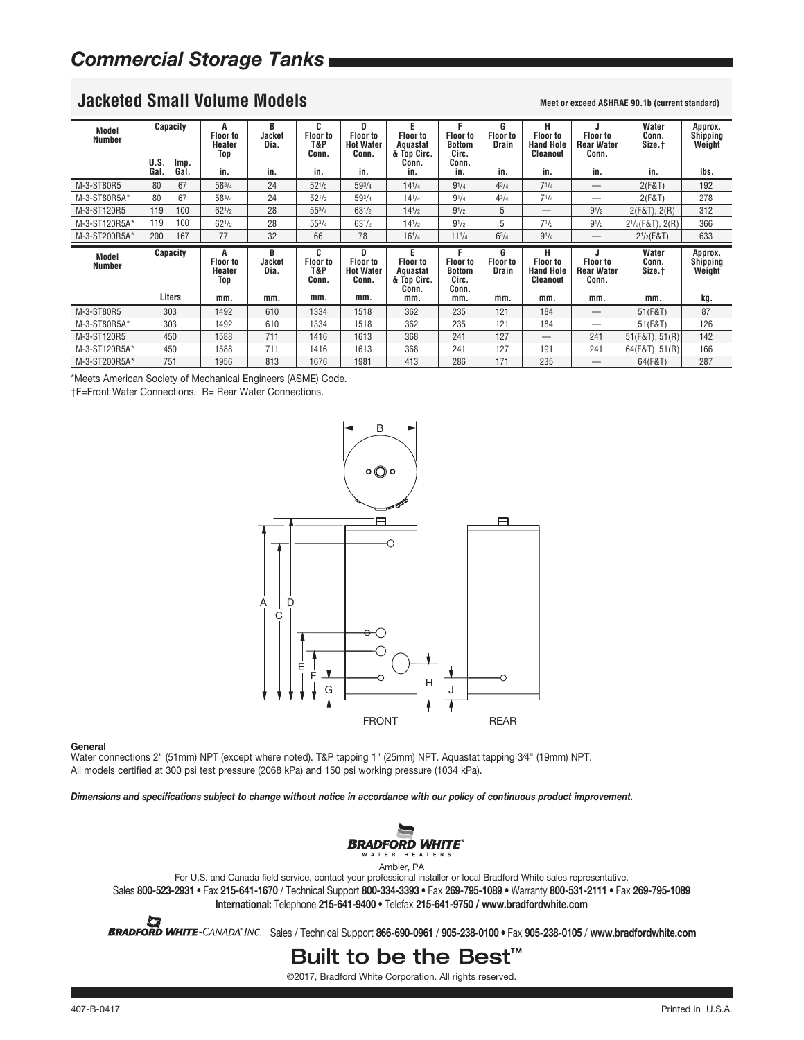# Commercial Storage Tanks

## Jacketed Small Volume Models

Meet or exceed ASHRAE 90.1b (current standard)

| Model Number | Capacity U.S. Gal. | Capacity Imp. Gal. | A Floor to Heater Top in. | B Jacket Dia. in. | C Floor to T&P Conn. in. | D Floor to Hot Water Conn. in. | E Floor to Aquastat & Top Circ. Conn. in. | F Floor to Bottom Circ. Conn. in. | G Floor to Drain in. | H Floor to Hand Hole Cleanout in. | J Floor to Rear Water Conn. in. | Water Conn. Size.† in. | Approx. Shipping Weight lbs. |
|---|---|---|---|---|---|---|---|---|---|---|---|---|---|
| M-3-ST80R5 | 80 | 67 | 58 3/4 | 24 | 52 1/2 | 59 3/4 | 14 1/4 | 9 1/4 | 4 3/4 | 7 1/4 | — | 2(F&T) | 192 |
| M-3-ST80R5A* | 80 | 67 | 58 3/4 | 24 | 52 1/2 | 59 3/4 | 14 1/4 | 9 1/4 | 4 3/4 | 7 1/4 | — | 2(F&T) | 278 |
| M-3-ST120R5 | 119 | 100 | 62 1/2 | 28 | 55 3/4 | 63 1/2 | 14 1/2 | 9 1/2 | 5 | — | 9 1/2 | 2(F&T), 2(R) | 312 |
| M-3-ST120R5A* | 119 | 100 | 62 1/2 | 28 | 55 3/4 | 63 1/2 | 14 1/2 | 9 1/2 | 5 | 7 1/2 | 9 1/2 | 2 1/2(F&T), 2(R) | 366 |
| M-3-ST200R5A* | 200 | 167 | 77 | 32 | 66 | 78 | 16 1/4 | 11 1/4 | 6 3/4 | 9 1/4 | — | 2 1/2(F&T) | 633 |

| Model Number | Capacity Liters | A Floor to Heater Top mm. | B Jacket Dia. mm. | C Floor to T&P Conn. mm. | D Floor to Hot Water Conn. mm. | E Floor to Aquastat & Top Circ. Conn. mm. | F Floor to Bottom Circ. Conn. mm. | G Floor to Drain mm. | H Floor to Hand Hole Cleanout mm. | J Floor to Rear Water Conn. mm. | Water Conn. Size.† mm. | Approx. Shipping Weight kg. |
|---|---|---|---|---|---|---|---|---|---|---|---|---|
| M-3-ST80R5 | 303 | 1492 | 610 | 1334 | 1518 | 362 | 235 | 121 | 184 | — | 51(F&T) | 87 |
| M-3-ST80R5A* | 303 | 1492 | 610 | 1334 | 1518 | 362 | 235 | 121 | 184 | — | 51(F&T) | 126 |
| M-3-ST120R5 | 450 | 1588 | 711 | 1416 | 1613 | 368 | 241 | 127 | — | 241 | 51(F&T), 51(R) | 142 |
| M-3-ST120R5A* | 450 | 1588 | 711 | 1416 | 1613 | 368 | 241 | 127 | 191 | 241 | 64(F&T), 51(R) | 166 |
| M-3-ST200R5A* | 751 | 1956 | 813 | 1676 | 1981 | 413 | 286 | 171 | 235 | — | 64(F&T) | 287 |

*Meets American Society of Mechanical Engineers (ASME) Code.

†F=Front Water Connections. R= Rear Water Connections.

B

A D C E F G H J

FRONT REAR

**General**

Water connections 2" (51mm) NPT (except where noted). T&P tapping 1" (25mm) NPT. Aquastat tapping 3⁄4" (19mm) NPT.
All models certified at 300 psi test pressure (2068 kPa) and 150 psi working pressure (1034 kPa).

***Dimensions and specifications subject to change without notice in accordance with our policy of continuous product improvement.***

BRADFORD WHITE® WATER HEATERS

Ambler, PA

For U.S. and Canada field service, contact your professional installer or local Bradford White sales representative.

Sales **800-523-2931** • Fax **215-641-1670** / Technical Support **800-334-3393** • Fax **269-795-1089** • Warranty **800-531-2111** • Fax **269-795-1089**

**International:** Telephone **215-641-9400** • Telefax **215-641-9750** / **www.bradfordwhite.com**

BRADFORD WHITE-CANADA® INC. Sales / Technical Support **866-690-0961** / **905-238-0100** • Fax **905-238-0105** / **www.bradfordwhite.com**

Built to be the Best™

©2017, Bradford White Corporation. All rights reserved.

407-B-0417 Printed in U.S.A.